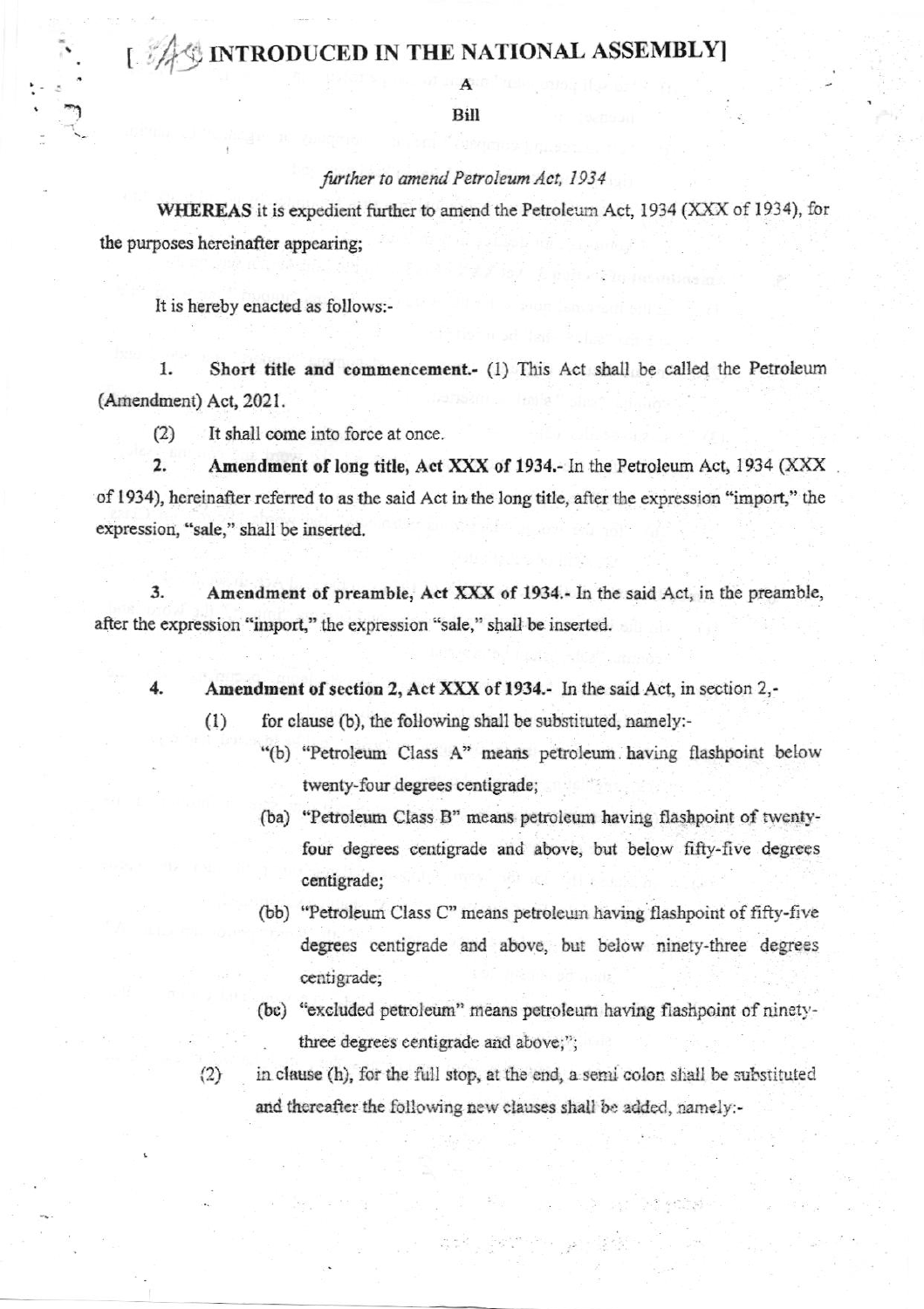# [ INTRODUCED IN THE NATIONAL ASSEMBLY]

**A**

**Bill**

*further to amend Petroleum Act, 1934*

**WHEREAS** it is expedient further to amend the Petroleum Act, 1934 (XXX of 1934), for the purposes hereinafter appearing;

It is hereby enacted as follows:-

1. **Short title and commencement.-** (1) This Act shall be called the Petroleum (Amendment) Act, 2021.

(2) It shall come into force at once.

2. **Amendment of long title, Act XXX of 1934.-** In the Petroleum Act, 1934 (XXX of 1934), hereinafter referred to as the said Act in the long title, after the expression "import," the expression, "sale," shall be inserted.

3. **Amendment of preamble, Act XXX of 1934.-** In the said Act, in the preamble, after the expression "import," the expression "sale," shall be inserted.

4. **Amendment of section 2, Act XXX of 1934.-** In the said Act, in section 2,-

(1) for clause (b), the following shall be substituted, namely:-

"(b) "Petroleum Class A" means petroleum having flashpoint below twenty-four degrees centigrade;

(ba) "Petroleum Class B" means petroleum having flashpoint of twenty-four degrees centigrade and above, but below fifty-five degrees centigrade;

(bb) "Petroleum Class C" means petroleum having flashpoint of fifty-five degrees centigrade and above, but below ninety-three degrees centigrade;

(bc) "excluded petroleum" means petroleum having flashpoint of ninety-three degrees centigrade and above;";

(2) in clause (h), for the full stop, at the end, a semi colon shall be substituted and thereafter the following new clauses shall be added, namely:-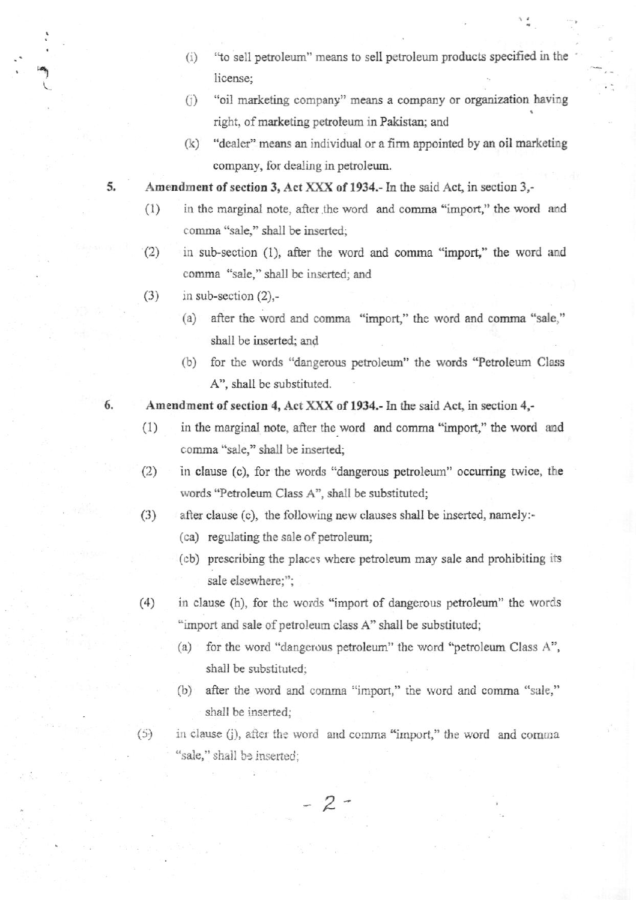(i) "to sell petroleum" means to sell petroleum products specified in the license;

(j) "oil marketing company" means a company or organization having right, of marketing petroleum in Pakistan; and

(k) "dealer" means an individual or a firm appointed by an oil marketing company, for dealing in petroleum.

5. **Amendment of section 3, Act XXX of 1934.-** In the said Act, in section 3,-

(1) in the marginal note, after the word and comma "import," the word and comma "sale," shall be inserted;

(2) in sub-section (1), after the word and comma "import," the word and comma "sale," shall be inserted; and

(3) in sub-section (2),-

(a) after the word and comma "import," the word and comma "sale," shall be inserted; and

(b) for the words "dangerous petroleum" the words "Petroleum Class A", shall be substituted.

6. **Amendment of section 4, Act XXX of 1934.-** In the said Act, in section 4,-

(1) in the marginal note, after the word and comma "import," the word and comma "sale," shall be inserted;

(2) in clause (c), for the words "dangerous petroleum" occurring twice, the words "Petroleum Class A", shall be substituted;

(3) after clause (c), the following new clauses shall be inserted, namely:-

(ca) regulating the sale of petroleum;

(cb) prescribing the places where petroleum may sale and prohibiting its sale elsewhere;";

(4) in clause (h), for the words "import of dangerous petroleum" the words "import and sale of petroleum class A" shall be substituted;

(a) for the word "dangerous petroleum" the word "petroleum Class A", shall be substituted;

(b) after the word and comma "import," the word and comma "sale," shall be inserted;

(5) in clause (j), after the word and comma "import," the word and comma "sale," shall be inserted;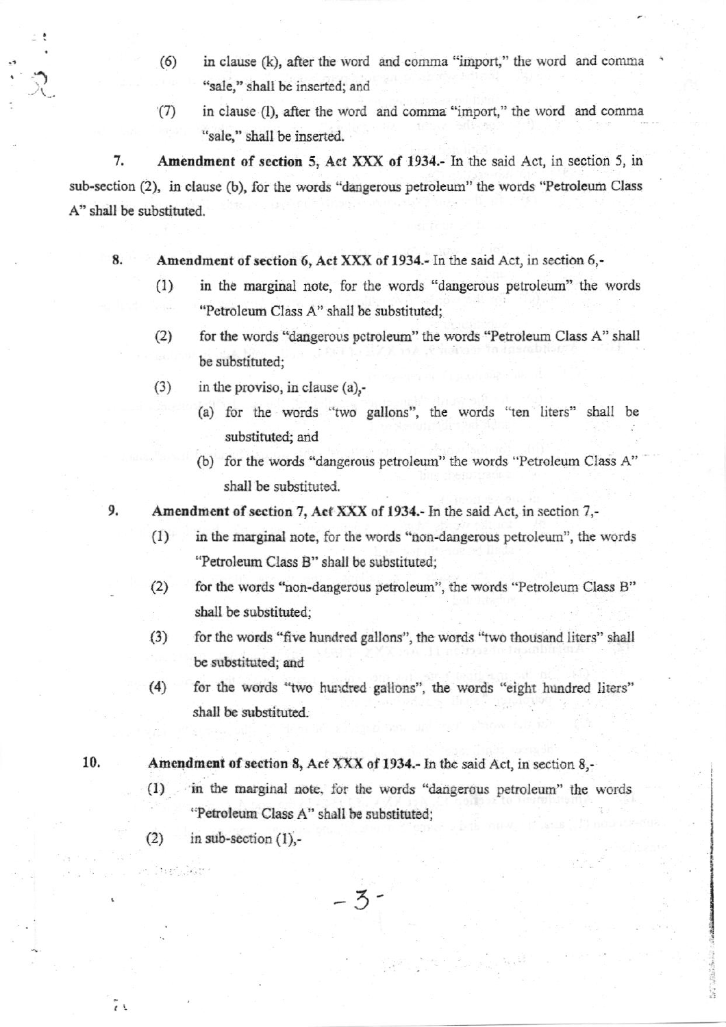(6) in clause (k), after the word and comma "import," the word and comma "sale," shall be inserted; and

(7) in clause (l), after the word and comma "import," the word and comma "sale," shall be inserted.

**7. Amendment of section 5, Act XXX of 1934.-** In the said Act, in section 5, in sub-section (2), in clause (b), for the words "dangerous petroleum" the words "Petroleum Class A" shall be substituted.

**8. Amendment of section 6, Act XXX of 1934.-** In the said Act, in section 6,-

(1) in the marginal note, for the words "dangerous petroleum" the words "Petroleum Class A" shall be substituted;

(2) for the words "dangerous petroleum" the words "Petroleum Class A" shall be substituted;

(3) in the proviso, in clause (a),-

(a) for the words "two gallons", the words "ten liters" shall be substituted; and

(b) for the words "dangerous petroleum" the words "Petroleum Class A" shall be substituted.

**9. Amendment of section 7, Act XXX of 1934.-** In the said Act, in section 7,-

(1) in the marginal note, for the words "non-dangerous petroleum", the words "Petroleum Class B" shall be substituted;

(2) for the words "non-dangerous petroleum", the words "Petroleum Class B" shall be substituted;

(3) for the words "five hundred gallons", the words "two thousand liters" shall be substituted; and

(4) for the words "two hundred gallons", the words "eight hundred liters" shall be substituted.

**10. Amendment of section 8, Act XXX of 1934.-** In the said Act, in section 8,-

(1) in the marginal note, for the words "dangerous petroleum" the words "Petroleum Class A" shall be substituted;

(2) in sub-section (1),-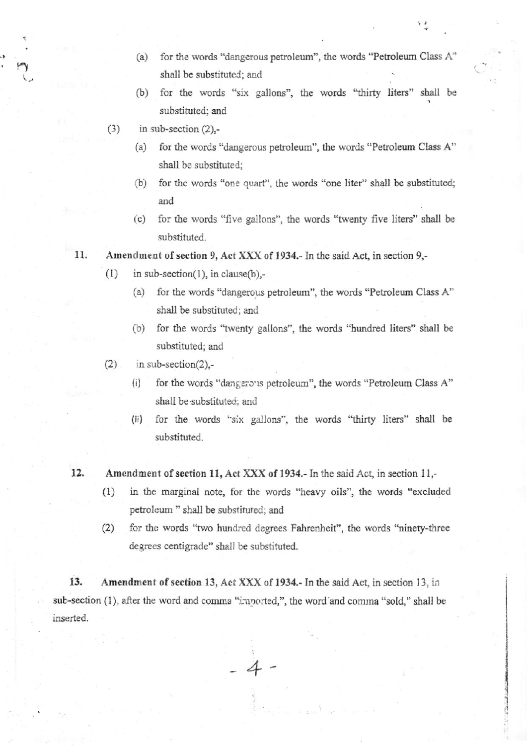(a) for the words "dangerous petroleum", the words "Petroleum Class A" shall be substituted; and

(b) for the words "six gallons", the words "thirty liters" shall be substituted; and

(3) in sub-section (2),-

(a) for the words "dangerous petroleum", the words "Petroleum Class A" shall be substituted;

(b) for the words "one quart", the words "one liter" shall be substituted; and

(c) for the words "five gallons", the words "twenty five liters" shall be substituted.

**11. Amendment of section 9, Act XXX of 1934.-** In the said Act, in section 9,-

(1) in sub-section(1), in clause(b),-

(a) for the words "dangerous petroleum", the words "Petroleum Class A" shall be substituted; and

(b) for the words "twenty gallons", the words "hundred liters" shall be substituted; and

(2) in sub-section(2),-

(i) for the words "dangerous petroleum", the words "Petroleum Class A" shall be substituted; and

(ii) for the words "six gallons", the words "thirty liters" shall be substituted.

**12. Amendment of section 11, Act XXX of 1934.-** In the said Act, in section 11,-

(1) in the marginal note, for the words "heavy oils", the words "excluded petroleum " shall be substituted; and

(2) for the words "two hundred degrees Fahrenheit", the words "ninety-three degrees centigrade" shall be substituted.

**13. Amendment of section 13, Act XXX of 1934.-** In the said Act, in section 13, in sub-section (1), after the word and comma "imported,", the word and comma "sold," shall be inserted.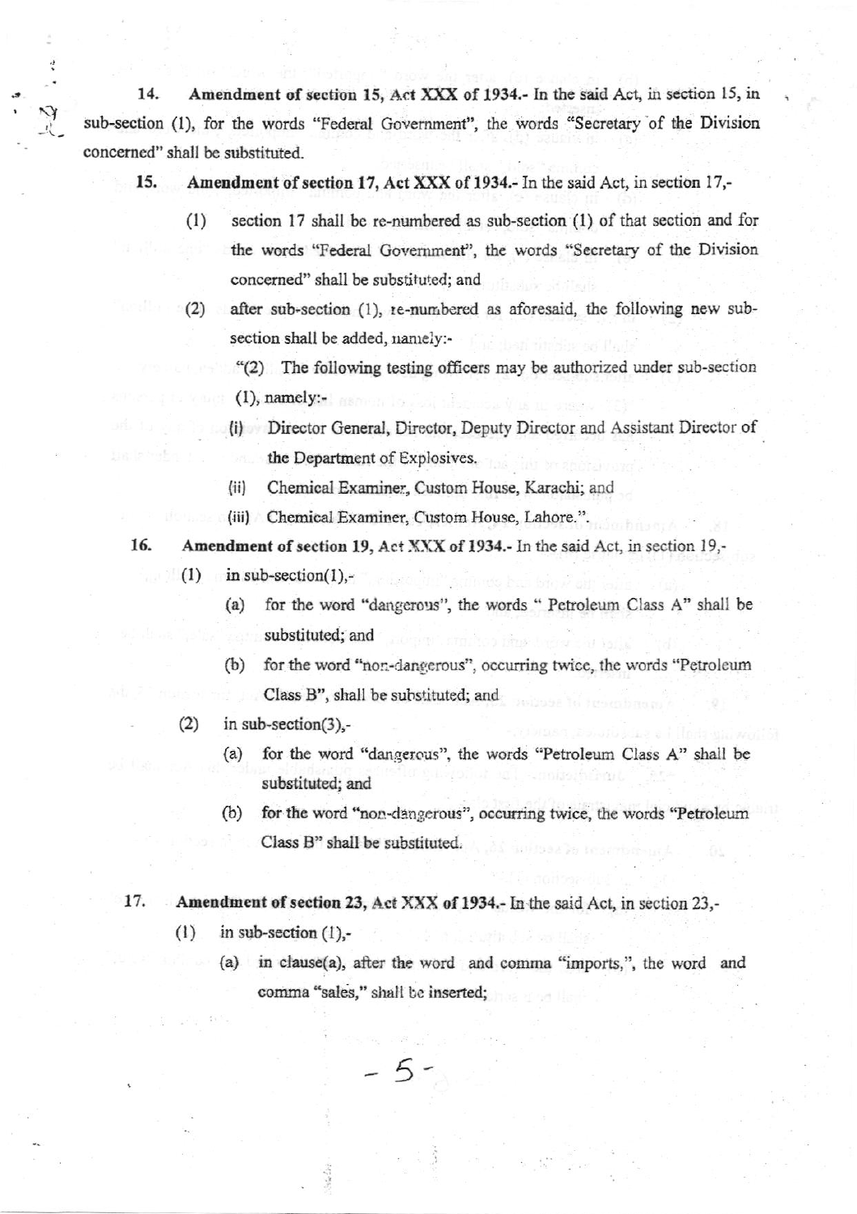**14. Amendment of section 15, Act XXX of 1934.-** In the said Act, in section 15, in sub-section (1), for the words "Federal Government", the words "Secretary of the Division concerned" shall be substituted.

**15. Amendment of section 17, Act XXX of 1934.-** In the said Act, in section 17,-

(1) section 17 shall be re-numbered as sub-section (1) of that section and for the words "Federal Government", the words "Secretary of the Division concerned" shall be substituted; and

(2) after sub-section (1), re-numbered as aforesaid, the following new sub-section shall be added, namely:-

"(2) The following testing officers may be authorized under sub-section (1), namely:-

(i) Director General, Director, Deputy Director and Assistant Director of the Department of Explosives.

(ii) Chemical Examiner, Custom House, Karachi; and

(iii) Chemical Examiner, Custom House, Lahore.".

**16. Amendment of section 19, Act XXX of 1934.-** In the said Act, in section 19,-

(1) in sub-section(1),-

(a) for the word "dangerous", the words " Petroleum Class A" shall be substituted; and

(b) for the word "non-dangerous", occurring twice, the words "Petroleum Class B", shall be substituted; and

(2) in sub-section(3),-

(a) for the word "dangerous", the words "Petroleum Class A" shall be substituted; and

(b) for the word "non-dangerous", occurring twice, the words "Petroleum Class B" shall be substituted.

**17. Amendment of section 23, Act XXX of 1934.-** In the said Act, in section 23,-

(1) in sub-section (1),-

(a) in clause(a), after the word and comma "imports,", the word and comma "sales," shall be inserted;